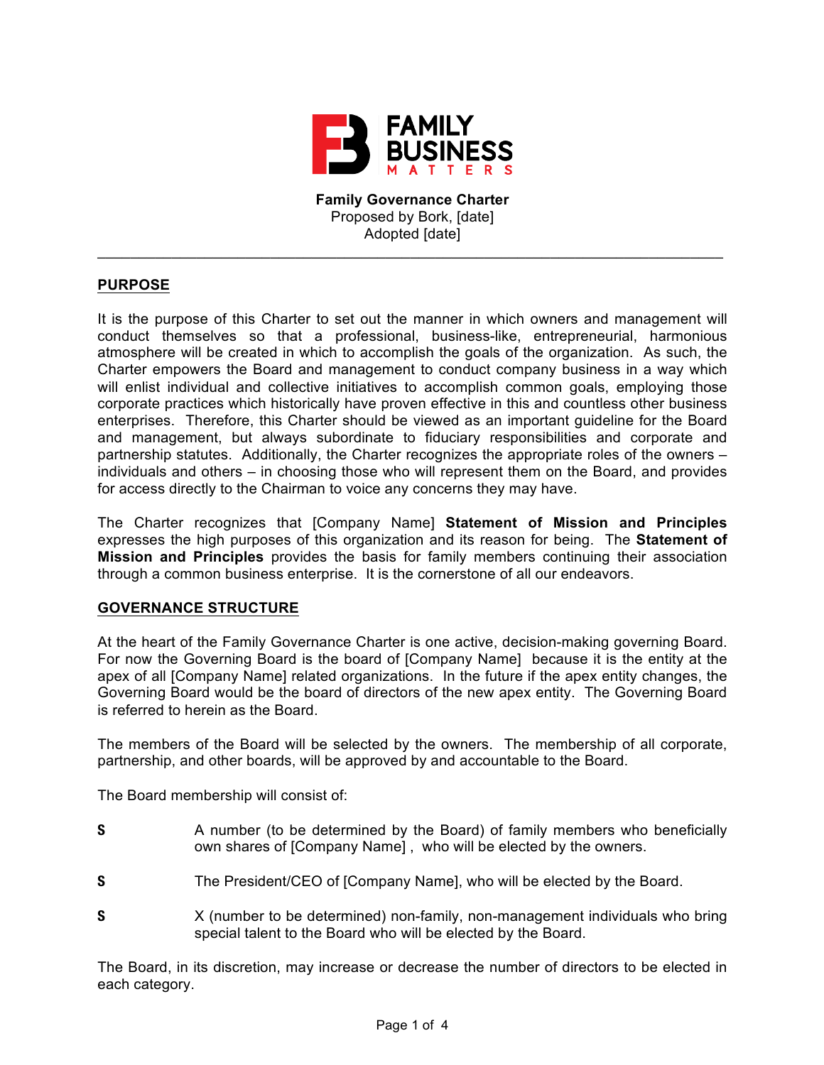**Family Governance Charter**
Proposed by Bork, [date]
Adopted [date]

---

## PURPOSE

It is the purpose of this Charter to set out the manner in which owners and management will conduct themselves so that a professional, business-like, entrepreneurial, harmonious atmosphere will be created in which to accomplish the goals of the organization. As such, the Charter empowers the Board and management to conduct company business in a way which will enlist individual and collective initiatives to accomplish common goals, employing those corporate practices which historically have proven effective in this and countless other business enterprises. Therefore, this Charter should be viewed as an important guideline for the Board and management, but always subordinate to fiduciary responsibilities and corporate and partnership statutes. Additionally, the Charter recognizes the appropriate roles of the owners – individuals and others – in choosing those who will represent them on the Board, and provides for access directly to the Chairman to voice any concerns they may have.

The Charter recognizes that [Company Name] **Statement of Mission and Principles** expresses the high purposes of this organization and its reason for being. The **Statement of Mission and Principles** provides the basis for family members continuing their association through a common business enterprise. It is the cornerstone of all our endeavors.

## GOVERNANCE STRUCTURE

At the heart of the Family Governance Charter is one active, decision-making governing Board. For now the Governing Board is the board of [Company Name] because it is the entity at the apex of all [Company Name] related organizations. In the future if the apex entity changes, the Governing Board would be the board of directors of the new apex entity. The Governing Board is referred to herein as the Board.

The members of the Board will be selected by the owners. The membership of all corporate, partnership, and other boards, will be approved by and accountable to the Board.

The Board membership will consist of:

- A number (to be determined by the Board) of family members who beneficially own shares of [Company Name] , who will be elected by the owners.
- The President/CEO of [Company Name], who will be elected by the Board.
- X (number to be determined) non-family, non-management individuals who bring special talent to the Board who will be elected by the Board.

The Board, in its discretion, may increase or decrease the number of directors to be elected in each category.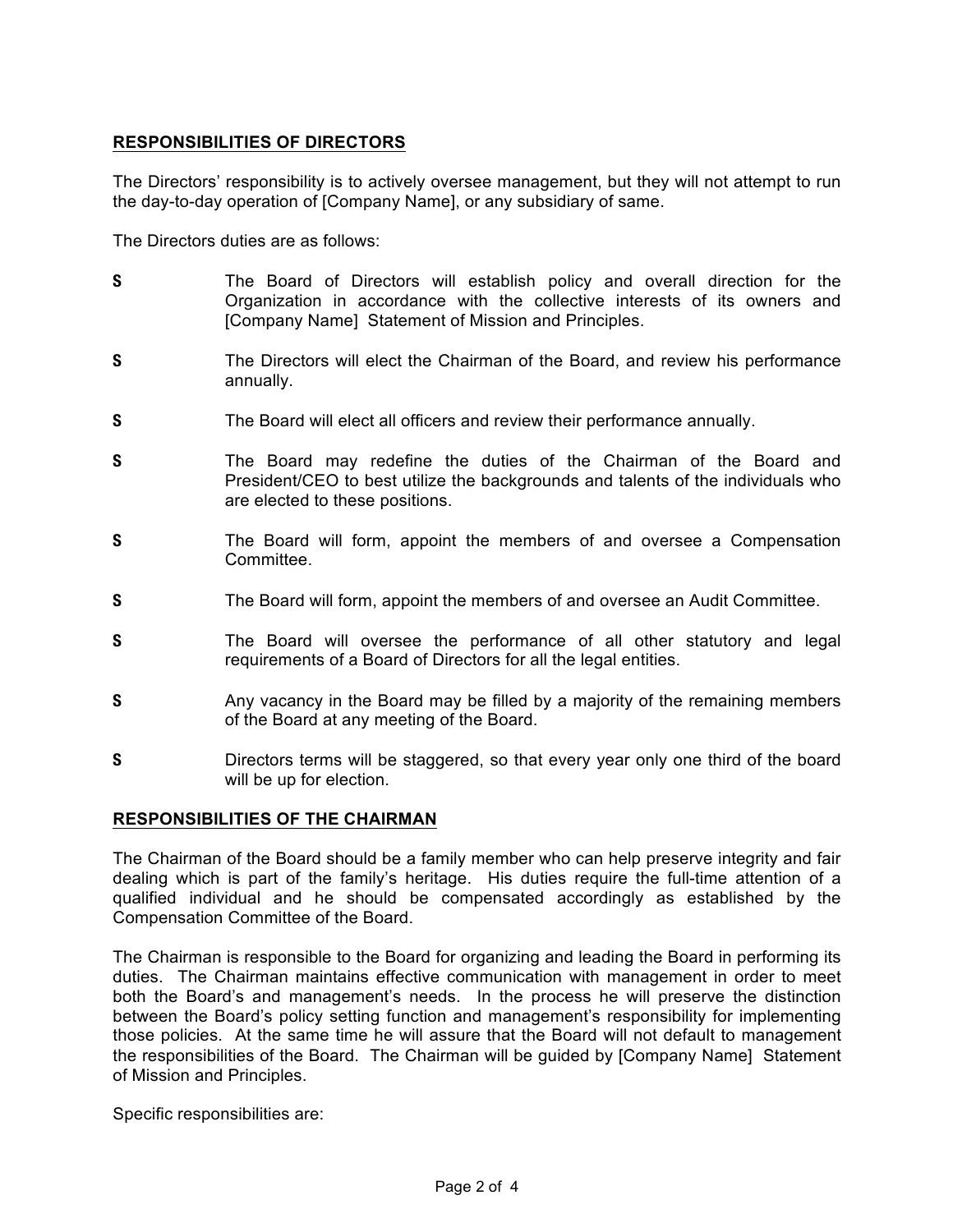**RESPONSIBILITIES OF DIRECTORS**

The Directors' responsibility is to actively oversee management, but they will not attempt to run the day-to-day operation of [Company Name], or any subsidiary of same.

The Directors duties are as follows:

- The Board of Directors will establish policy and overall direction for the Organization in accordance with the collective interests of its owners and [Company Name] Statement of Mission and Principles.
- The Directors will elect the Chairman of the Board, and review his performance annually.
- The Board will elect all officers and review their performance annually.
- The Board may redefine the duties of the Chairman of the Board and President/CEO to best utilize the backgrounds and talents of the individuals who are elected to these positions.
- The Board will form, appoint the members of and oversee a Compensation Committee.
- The Board will form, appoint the members of and oversee an Audit Committee.
- The Board will oversee the performance of all other statutory and legal requirements of a Board of Directors for all the legal entities.
- Any vacancy in the Board may be filled by a majority of the remaining members of the Board at any meeting of the Board.
- Directors terms will be staggered, so that every year only one third of the board will be up for election.

**RESPONSIBILITIES OF THE CHAIRMAN**

The Chairman of the Board should be a family member who can help preserve integrity and fair dealing which is part of the family's heritage. His duties require the full-time attention of a qualified individual and he should be compensated accordingly as established by the Compensation Committee of the Board.

The Chairman is responsible to the Board for organizing and leading the Board in performing its duties. The Chairman maintains effective communication with management in order to meet both the Board's and management's needs. In the process he will preserve the distinction between the Board's policy setting function and management's responsibility for implementing those policies. At the same time he will assure that the Board will not default to management the responsibilities of the Board. The Chairman will be guided by [Company Name] Statement of Mission and Principles.

Specific responsibilities are: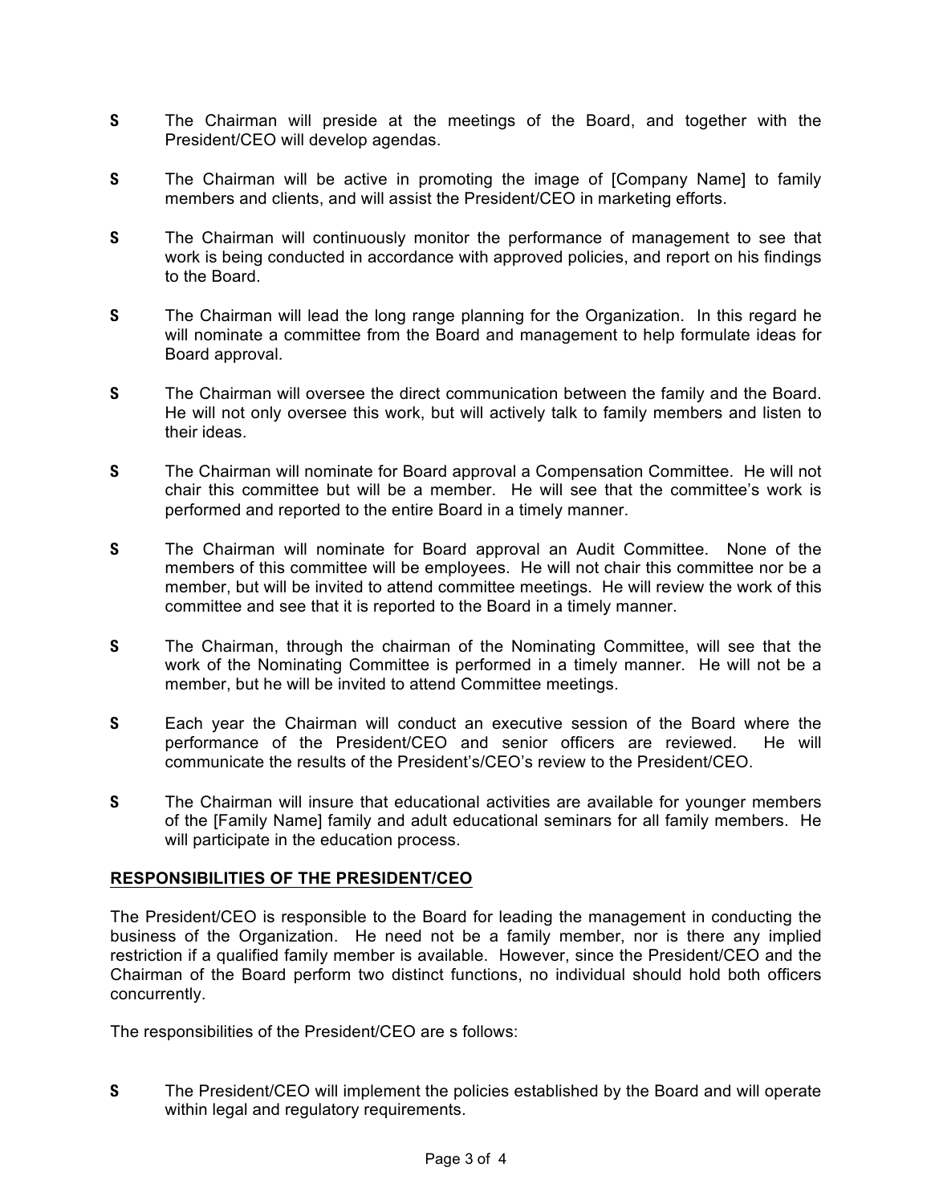- **S** The Chairman will preside at the meetings of the Board, and together with the President/CEO will develop agendas.

- **S** The Chairman will be active in promoting the image of [Company Name] to family members and clients, and will assist the President/CEO in marketing efforts.

- **S** The Chairman will continuously monitor the performance of management to see that work is being conducted in accordance with approved policies, and report on his findings to the Board.

- **S** The Chairman will lead the long range planning for the Organization. In this regard he will nominate a committee from the Board and management to help formulate ideas for Board approval.

- **S** The Chairman will oversee the direct communication between the family and the Board. He will not only oversee this work, but will actively talk to family members and listen to their ideas.

- **S** The Chairman will nominate for Board approval a Compensation Committee. He will not chair this committee but will be a member. He will see that the committee's work is performed and reported to the entire Board in a timely manner.

- **S** The Chairman will nominate for Board approval an Audit Committee. None of the members of this committee will be employees. He will not chair this committee nor be a member, but will be invited to attend committee meetings. He will review the work of this committee and see that it is reported to the Board in a timely manner.

- **S** The Chairman, through the chairman of the Nominating Committee, will see that the work of the Nominating Committee is performed in a timely manner. He will not be a member, but he will be invited to attend Committee meetings.

- **S** Each year the Chairman will conduct an executive session of the Board where the performance of the President/CEO and senior officers are reviewed. He will communicate the results of the President's/CEO's review to the President/CEO.

- **S** The Chairman will insure that educational activities are available for younger members of the [Family Name] family and adult educational seminars for all family members. He will participate in the education process.

## RESPONSIBILITIES OF THE PRESIDENT/CEO

The President/CEO is responsible to the Board for leading the management in conducting the business of the Organization. He need not be a family member, nor is there any implied restriction if a qualified family member is available. However, since the President/CEO and the Chairman of the Board perform two distinct functions, no individual should hold both officers concurrently.

The responsibilities of the President/CEO are s follows:

- **S** The President/CEO will implement the policies established by the Board and will operate within legal and regulatory requirements.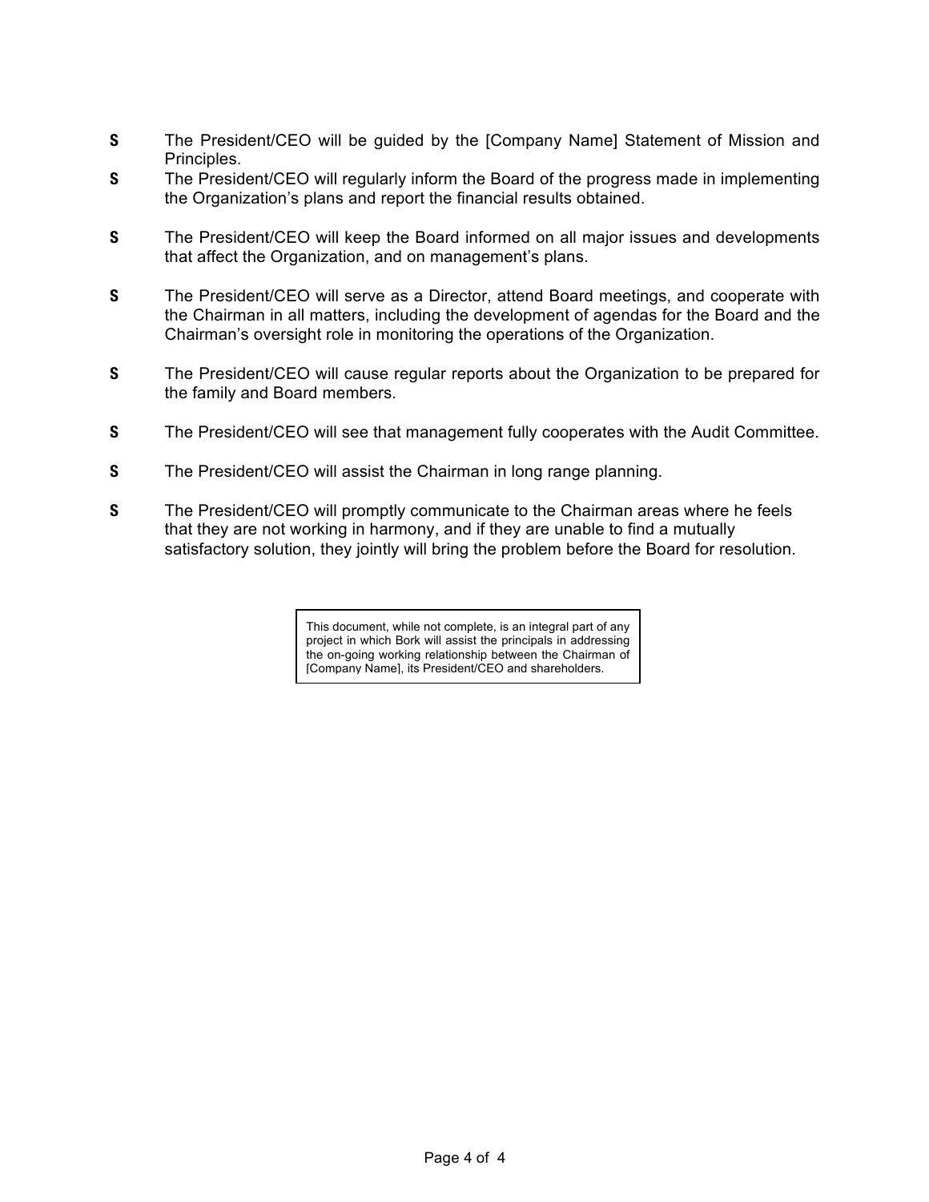- The President/CEO will be guided by the [Company Name] Statement of Mission and Principles.
- The President/CEO will regularly inform the Board of the progress made in implementing the Organization's plans and report the financial results obtained.
- The President/CEO will keep the Board informed on all major issues and developments that affect the Organization, and on management's plans.
- The President/CEO will serve as a Director, attend Board meetings, and cooperate with the Chairman in all matters, including the development of agendas for the Board and the Chairman's oversight role in monitoring the operations of the Organization.
- The President/CEO will cause regular reports about the Organization to be prepared for the family and Board members.
- The President/CEO will see that management fully cooperates with the Audit Committee.
- The President/CEO will assist the Chairman in long range planning.
- The President/CEO will promptly communicate to the Chairman areas where he feels that they are not working in harmony, and if they are unable to find a mutually satisfactory solution, they jointly will bring the problem before the Board for resolution.

> This document, while not complete, is an integral part of any project in which Bork will assist the principals in addressing the on-going working relationship between the Chairman of [Company Name], its President/CEO and shareholders.